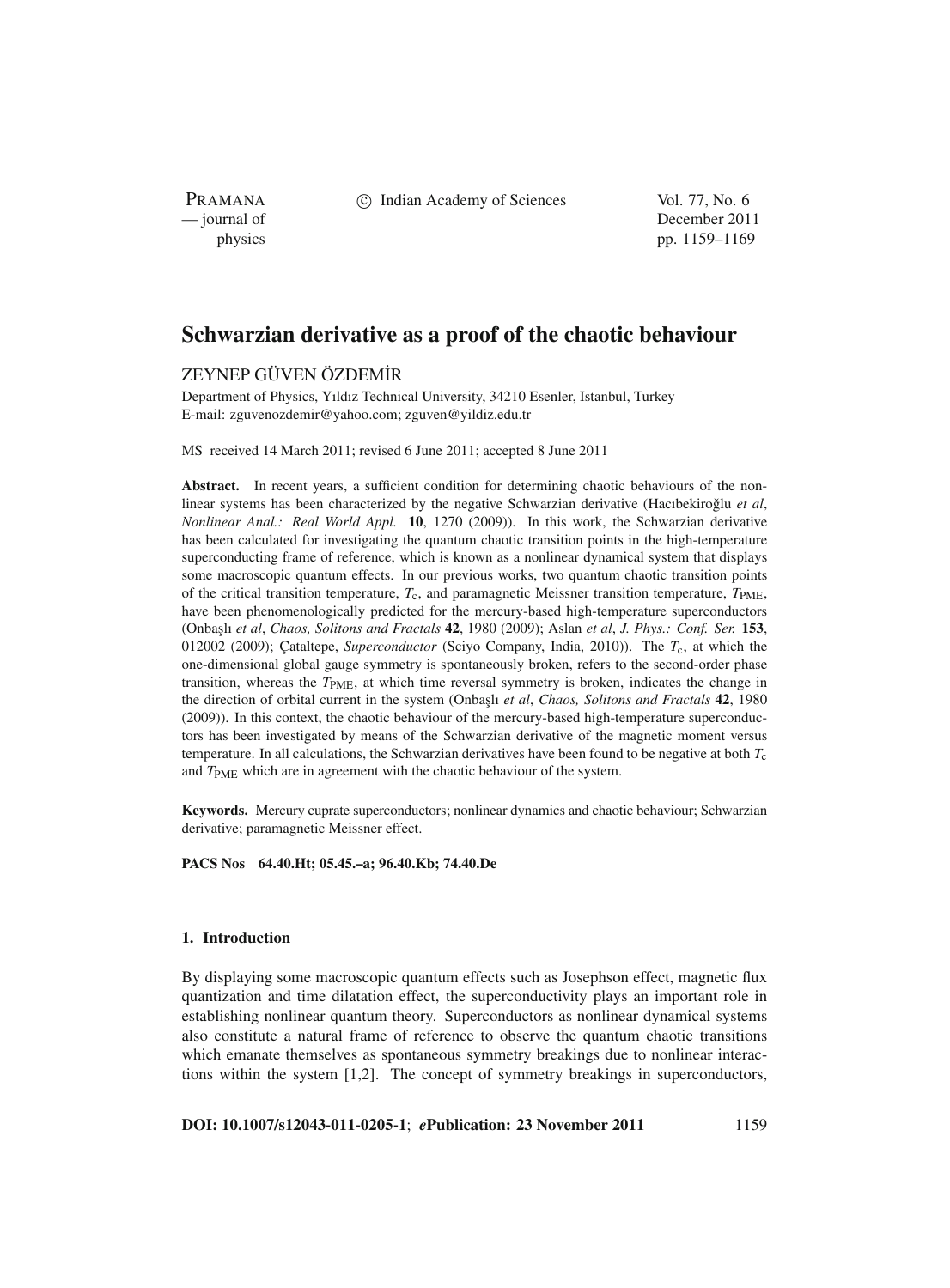# Schwarzian derivative as a proof of the chaotic behaviour

ZEYNEP GÜVEN ÖZDEMİR

Department of Physics, Yıldız Technical University, 34210 Esenler, Istanbul, Turkey
E-mail: zguvenozdemir@yahoo.com; zguven@yildiz.edu.tr

MS received 14 March 2011; revised 6 June 2011; accepted 8 June 2011

**Abstract.** In recent years, a sufficient condition for determining chaotic behaviours of the nonlinear systems has been characterized by the negative Schwarzian derivative (Hacıbekiroğlu *et al*, *Nonlinear Anal.: Real World Appl.* **10**, 1270 (2009)). In this work, the Schwarzian derivative has been calculated for investigating the quantum chaotic transition points in the high-temperature superconducting frame of reference, which is known as a nonlinear dynamical system that displays some macroscopic quantum effects. In our previous works, two quantum chaotic transition points of the critical transition temperature, $T_c$, and paramagnetic Meissner transition temperature, $T_{PME}$, have been phenomenologically predicted for the mercury-based high-temperature superconductors (Onbaşlı *et al*, *Chaos, Solitons and Fractals* **42**, 1980 (2009); Aslan *et al*, *J. Phys.: Conf. Ser.* **153**, 012002 (2009); Çataltepe, *Superconductor* (Sciyo Company, India, 2010)). The $T_c$, at which the one-dimensional global gauge symmetry is spontaneously broken, refers to the second-order phase transition, whereas the $T_{PME}$, at which time reversal symmetry is broken, indicates the change in the direction of orbital current in the system (Onbaşlı *et al*, *Chaos, Solitons and Fractals* **42**, 1980 (2009)). In this context, the chaotic behaviour of the mercury-based high-temperature superconductors has been investigated by means of the Schwarzian derivative of the magnetic moment versus temperature. In all calculations, the Schwarzian derivatives have been found to be negative at both $T_c$ and $T_{PME}$ which are in agreement with the chaotic behaviour of the system.

**Keywords.** Mercury cuprate superconductors; nonlinear dynamics and chaotic behaviour; Schwarzian derivative; paramagnetic Meissner effect.

**PACS Nos 64.40.Ht; 05.45.–a; 96.40.Kb; 74.40.De**

## 1. Introduction

By displaying some macroscopic quantum effects such as Josephson effect, magnetic flux quantization and time dilatation effect, the superconductivity plays an important role in establishing nonlinear quantum theory. Superconductors as nonlinear dynamical systems also constitute a natural frame of reference to observe the quantum chaotic transitions which emanate themselves as spontaneous symmetry breakings due to nonlinear interactions within the system [1,2]. The concept of symmetry breakings in superconductors,

**DOI: 10.1007/s12043-011-0205-1**; ***e*Publication: 23 November 2011**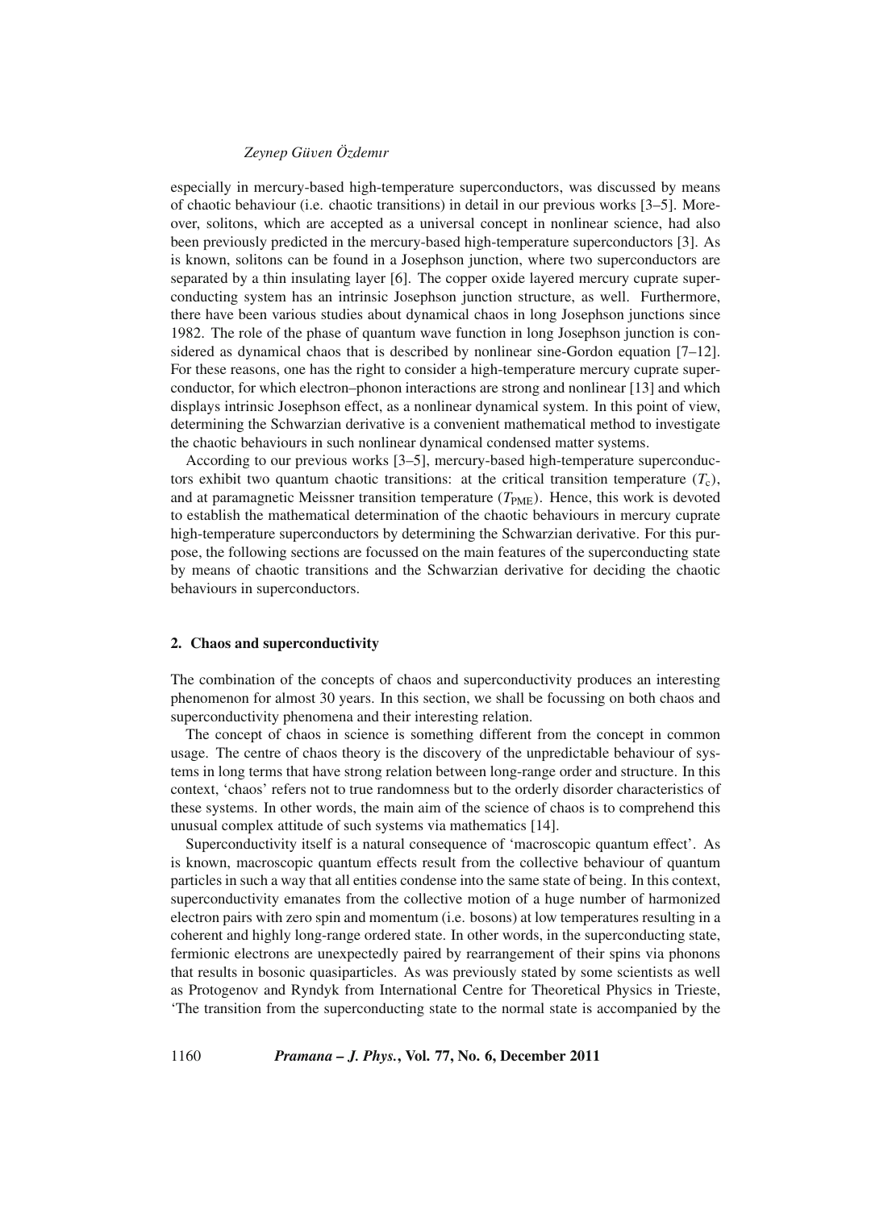especially in mercury-based high-temperature superconductors, was discussed by means of chaotic behaviour (i.e. chaotic transitions) in detail in our previous works [3–5]. Moreover, solitons, which are accepted as a universal concept in nonlinear science, had also been previously predicted in the mercury-based high-temperature superconductors [3]. As is known, solitons can be found in a Josephson junction, where two superconductors are separated by a thin insulating layer [6]. The copper oxide layered mercury cuprate superconducting system has an intrinsic Josephson junction structure, as well. Furthermore, there have been various studies about dynamical chaos in long Josephson junctions since 1982. The role of the phase of quantum wave function in long Josephson junction is considered as dynamical chaos that is described by nonlinear sine-Gordon equation [7–12]. For these reasons, one has the right to consider a high-temperature mercury cuprate superconductor, for which electron–phonon interactions are strong and nonlinear [13] and which displays intrinsic Josephson effect, as a nonlinear dynamical system. In this point of view, determining the Schwarzian derivative is a convenient mathematical method to investigate the chaotic behaviours in such nonlinear dynamical condensed matter systems.

According to our previous works [3–5], mercury-based high-temperature superconductors exhibit two quantum chaotic transitions: at the critical transition temperature ($T_c$), and at paramagnetic Meissner transition temperature ($T_{PME}$). Hence, this work is devoted to establish the mathematical determination of the chaotic behaviours in mercury cuprate high-temperature superconductors by determining the Schwarzian derivative. For this purpose, the following sections are focussed on the main features of the superconducting state by means of chaotic transitions and the Schwarzian derivative for deciding the chaotic behaviours in superconductors.

## 2. Chaos and superconductivity

The combination of the concepts of chaos and superconductivity produces an interesting phenomenon for almost 30 years. In this section, we shall be focussing on both chaos and superconductivity phenomena and their interesting relation.

The concept of chaos in science is something different from the concept in common usage. The centre of chaos theory is the discovery of the unpredictable behaviour of systems in long terms that have strong relation between long-range order and structure. In this context, 'chaos' refers not to true randomness but to the orderly disorder characteristics of these systems. In other words, the main aim of the science of chaos is to comprehend this unusual complex attitude of such systems via mathematics [14].

Superconductivity itself is a natural consequence of 'macroscopic quantum effect'. As is known, macroscopic quantum effects result from the collective behaviour of quantum particles in such a way that all entities condense into the same state of being. In this context, superconductivity emanates from the collective motion of a huge number of harmonized electron pairs with zero spin and momentum (i.e. bosons) at low temperatures resulting in a coherent and highly long-range ordered state. In other words, in the superconducting state, fermionic electrons are unexpectedly paired by rearrangement of their spins via phonons that results in bosonic quasiparticles. As was previously stated by some scientists as well as Protogenov and Ryndyk from International Centre for Theoretical Physics in Trieste, 'The transition from the superconducting state to the normal state is accompanied by the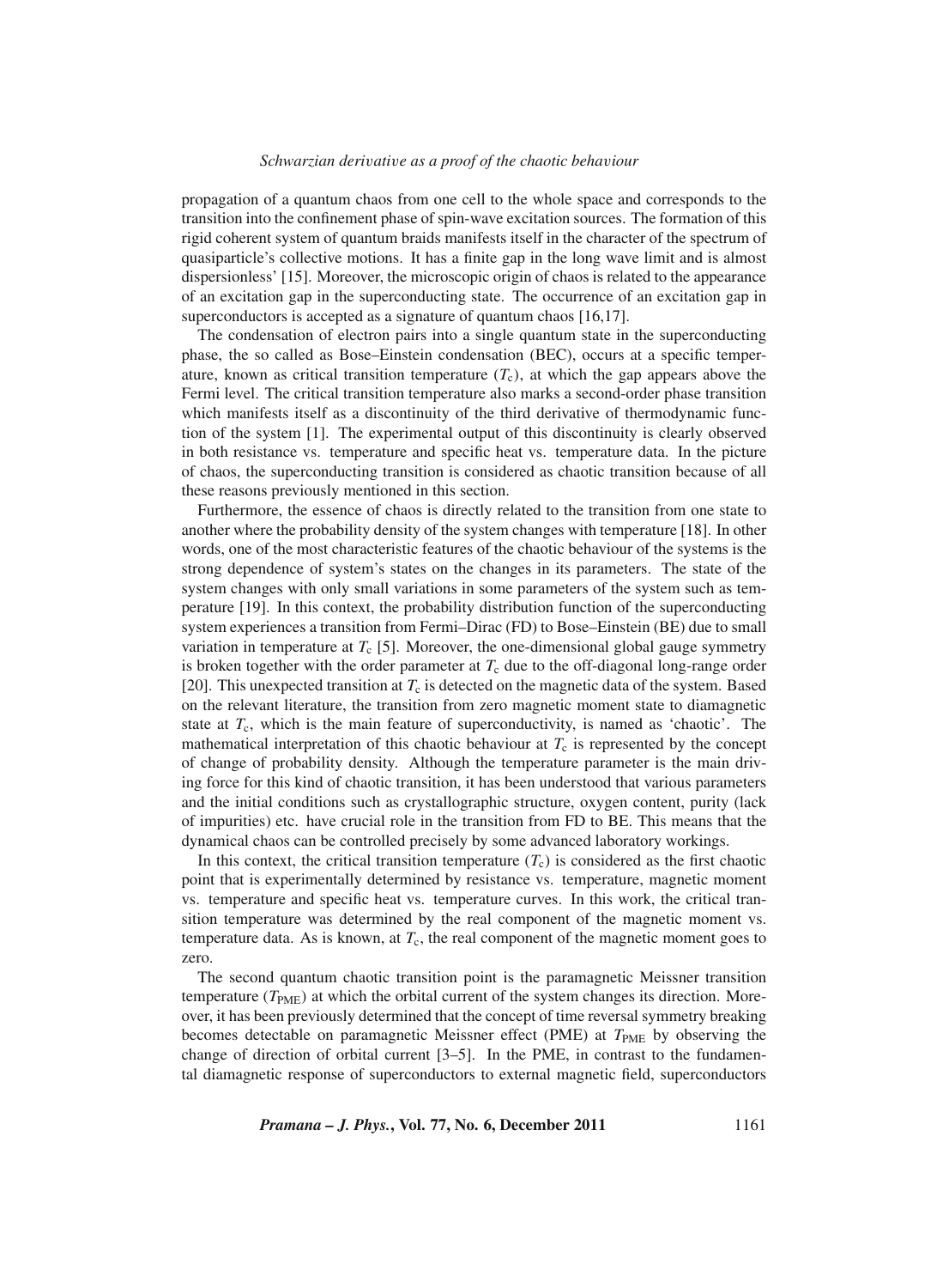propagation of a quantum chaos from one cell to the whole space and corresponds to the transition into the confinement phase of spin-wave excitation sources. The formation of this rigid coherent system of quantum braids manifests itself in the character of the spectrum of quasiparticle's collective motions. It has a finite gap in the long wave limit and is almost dispersionless' [15]. Moreover, the microscopic origin of chaos is related to the appearance of an excitation gap in the superconducting state. The occurrence of an excitation gap in superconductors is accepted as a signature of quantum chaos [16,17].

The condensation of electron pairs into a single quantum state in the superconducting phase, the so called as Bose–Einstein condensation (BEC), occurs at a specific temperature, known as critical transition temperature ($T_c$), at which the gap appears above the Fermi level. The critical transition temperature also marks a second-order phase transition which manifests itself as a discontinuity of the third derivative of thermodynamic function of the system [1]. The experimental output of this discontinuity is clearly observed in both resistance vs. temperature and specific heat vs. temperature data. In the picture of chaos, the superconducting transition is considered as chaotic transition because of all these reasons previously mentioned in this section.

Furthermore, the essence of chaos is directly related to the transition from one state to another where the probability density of the system changes with temperature [18]. In other words, one of the most characteristic features of the chaotic behaviour of the systems is the strong dependence of system's states on the changes in its parameters. The state of the system changes with only small variations in some parameters of the system such as temperature [19]. In this context, the probability distribution function of the superconducting system experiences a transition from Fermi–Dirac (FD) to Bose–Einstein (BE) due to small variation in temperature at $T_c$ [5]. Moreover, the one-dimensional global gauge symmetry is broken together with the order parameter at $T_c$ due to the off-diagonal long-range order [20]. This unexpected transition at $T_c$ is detected on the magnetic data of the system. Based on the relevant literature, the transition from zero magnetic moment state to diamagnetic state at $T_c$, which is the main feature of superconductivity, is named as 'chaotic'. The mathematical interpretation of this chaotic behaviour at $T_c$ is represented by the concept of change of probability density. Although the temperature parameter is the main driving force for this kind of chaotic transition, it has been understood that various parameters and the initial conditions such as crystallographic structure, oxygen content, purity (lack of impurities) etc. have crucial role in the transition from FD to BE. This means that the dynamical chaos can be controlled precisely by some advanced laboratory workings.

In this context, the critical transition temperature ($T_c$) is considered as the first chaotic point that is experimentally determined by resistance vs. temperature, magnetic moment vs. temperature and specific heat vs. temperature curves. In this work, the critical transition temperature was determined by the real component of the magnetic moment vs. temperature data. As is known, at $T_c$, the real component of the magnetic moment goes to zero.

The second quantum chaotic transition point is the paramagnetic Meissner transition temperature ($T_{PME}$) at which the orbital current of the system changes its direction. Moreover, it has been previously determined that the concept of time reversal symmetry breaking becomes detectable on paramagnetic Meissner effect (PME) at $T_{PME}$ by observing the change of direction of orbital current [3–5]. In the PME, in contrast to the fundamental diamagnetic response of superconductors to external magnetic field, superconductors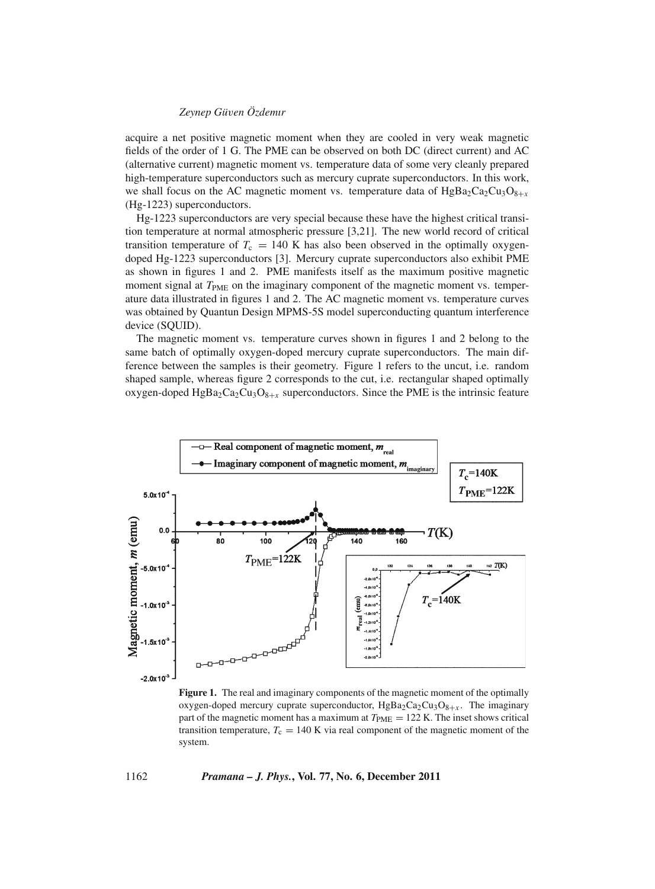acquire a net positive magnetic moment when they are cooled in very weak magnetic fields of the order of 1 G. The PME can be observed on both DC (direct current) and AC (alternative current) magnetic moment vs. temperature data of some very cleanly prepared high-temperature superconductors such as mercury cuprate superconductors. In this work, we shall focus on the AC magnetic moment vs. temperature data of $HgBa_2Ca_2Cu_3O_{8+x}$ (Hg-1223) superconductors.

Hg-1223 superconductors are very special because these have the highest critical transition temperature at normal atmospheric pressure [3,21]. The new world record of critical transition temperature of $T_c = 140$ K has also been observed in the optimally oxygen-doped Hg-1223 superconductors [3]. Mercury cuprate superconductors also exhibit PME as shown in figures 1 and 2. PME manifests itself as the maximum positive magnetic moment signal at $T_{PME}$ on the imaginary component of the magnetic moment vs. temperature data illustrated in figures 1 and 2. The AC magnetic moment vs. temperature curves was obtained by Quantun Design MPMS-5S model superconducting quantum interference device (SQUID).

The magnetic moment vs. temperature curves shown in figures 1 and 2 belong to the same batch of optimally oxygen-doped mercury cuprate superconductors. The main difference between the samples is their geometry. Figure 1 refers to the uncut, i.e. random shaped sample, whereas figure 2 corresponds to the cut, i.e. rectangular shaped optimally oxygen-doped $HgBa_2Ca_2Cu_3O_{8+x}$ superconductors. Since the PME is the intrinsic feature

**Figure 1.** The real and imaginary components of the magnetic moment of the optimally oxygen-doped mercury cuprate superconductor, $HgBa_2Ca_2Cu_3O_{8+x}$. The imaginary part of the magnetic moment has a maximum at $T_{PME} = 122$ K. The inset shows critical transition temperature, $T_c = 140$ K via real component of the magnetic moment of the system.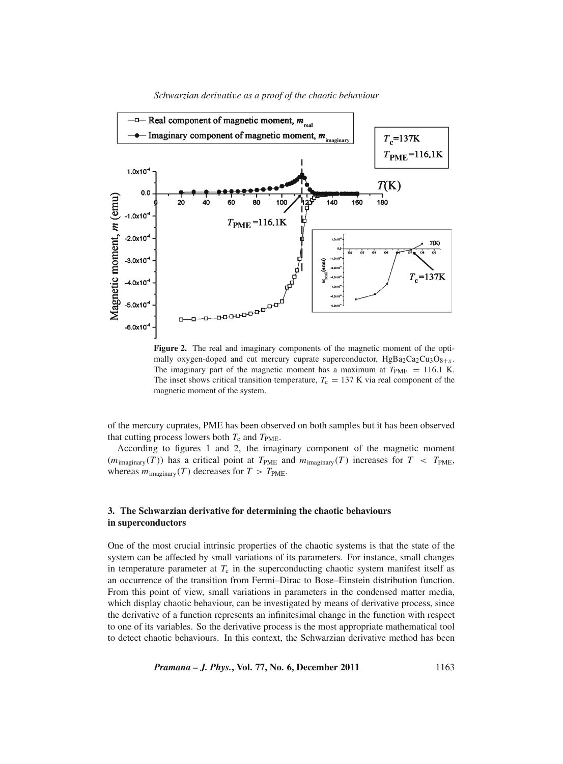**Figure 2.** The real and imaginary components of the magnetic moment of the optimally oxygen-doped and cut mercury cuprate superconductor, $HgBa_2Ca_2Cu_3O_{8+x}$. The imaginary part of the magnetic moment has a maximum at $T_{\mathrm{PME}} = 116.1$ K. The inset shows critical transition temperature, $T_c = 137$ K via real component of the magnetic moment of the system.

of the mercury cuprates, PME has been observed on both samples but it has been observed that cutting process lowers both $T_c$ and $T_{\mathrm{PME}}$.

According to figures 1 and 2, the imaginary component of the magnetic moment ($m_{\mathrm{imaginary}}(T)$) has a critical point at $T_{\mathrm{PME}}$ and $m_{\mathrm{imaginary}}(T)$ increases for $T < T_{\mathrm{PME}}$, whereas $m_{\mathrm{imaginary}}(T)$ decreases for $T > T_{\mathrm{PME}}$.

## 3. The Schwarzian derivative for determining the chaotic behaviours in superconductors

One of the most crucial intrinsic properties of the chaotic systems is that the state of the system can be affected by small variations of its parameters. For instance, small changes in temperature parameter at $T_c$ in the superconducting chaotic system manifest itself as an occurrence of the transition from Fermi–Dirac to Bose–Einstein distribution function. From this point of view, small variations in parameters in the condensed matter media, which display chaotic behaviour, can be investigated by means of derivative process, since the derivative of a function represents an infinitesimal change in the function with respect to one of its variables. So the derivative process is the most appropriate mathematical tool to detect chaotic behaviours. In this context, the Schwarzian derivative method has been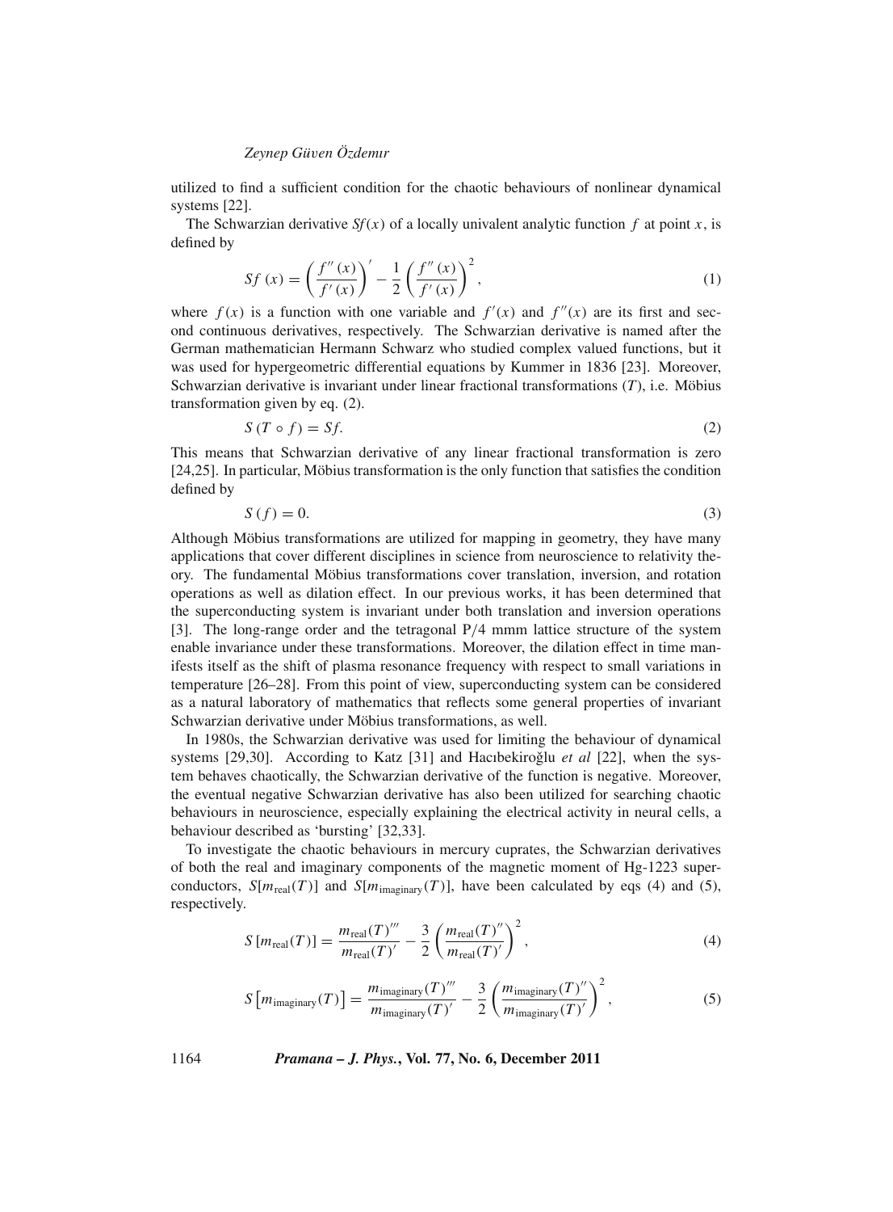utilized to find a sufficient condition for the chaotic behaviours of nonlinear dynamical systems [22].

The Schwarzian derivative $Sf(x)$ of a locally univalent analytic function $f$ at point $x$, is defined by

$$Sf\ (x) = \left(\frac{f''\ (x)}{f'\ (x)}\right)' - \frac{1}{2}\left(\frac{f''\ (x)}{f'\ (x)}\right)^2, \tag{1}$$

where $f(x)$ is a function with one variable and $f'(x)$ and $f''(x)$ are its first and second continuous derivatives, respectively. The Schwarzian derivative is named after the German mathematician Hermann Schwarz who studied complex valued functions, but it was used for hypergeometric differential equations by Kummer in 1836 [23]. Moreover, Schwarzian derivative is invariant under linear fractional transformations ($T$), i.e. Möbius transformation given by eq. (2).

$$S\left(T \circ f\right) = Sf. \tag{2}$$

This means that Schwarzian derivative of any linear fractional transformation is zero [24,25]. In particular, Möbius transformation is the only function that satisfies the condition defined by

$$S\left(f\right) = 0. \tag{3}$$

Although Möbius transformations are utilized for mapping in geometry, they have many applications that cover different disciplines in science from neuroscience to relativity theory. The fundamental Möbius transformations cover translation, inversion, and rotation operations as well as dilation effect. In our previous works, it has been determined that the superconducting system is invariant under both translation and inversion operations [3]. The long-range order and the tetragonal P/4 mmm lattice structure of the system enable invariance under these transformations. Moreover, the dilation effect in time manifests itself as the shift of plasma resonance frequency with respect to small variations in temperature [26–28]. From this point of view, superconducting system can be considered as a natural laboratory of mathematics that reflects some general properties of invariant Schwarzian derivative under Möbius transformations, as well.

In 1980s, the Schwarzian derivative was used for limiting the behaviour of dynamical systems [29,30]. According to Katz [31] and Hacıbekiroğlu *et al* [22], when the system behaves chaotically, the Schwarzian derivative of the function is negative. Moreover, the eventual negative Schwarzian derivative has also been utilized for searching chaotic behaviours in neuroscience, especially explaining the electrical activity in neural cells, a behaviour described as 'bursting' [32,33].

To investigate the chaotic behaviours in mercury cuprates, the Schwarzian derivatives of both the real and imaginary components of the magnetic moment of Hg-1223 superconductors, $S[m_{\text{real}}(T)]$ and $S[m_{\text{imaginary}}(T)]$, have been calculated by eqs (4) and (5), respectively.

$$S\left[m_{\text{real}}(T)\right] = \frac{m_{\text{real}}(T)'''}{m_{\text{real}}(T)'} - \frac{3}{2}\left(\frac{m_{\text{real}}(T)''}{m_{\text{real}}(T)'}\right)^2, \tag{4}$$

$$S\left[m_{\text{imaginary}}(T)\right] = \frac{m_{\text{imaginary}}(T)'''}{m_{\text{imaginary}}(T)'} - \frac{3}{2}\left(\frac{m_{\text{imaginary}}(T)''}{m_{\text{imaginary}}(T)'}\right)^2, \tag{5}$$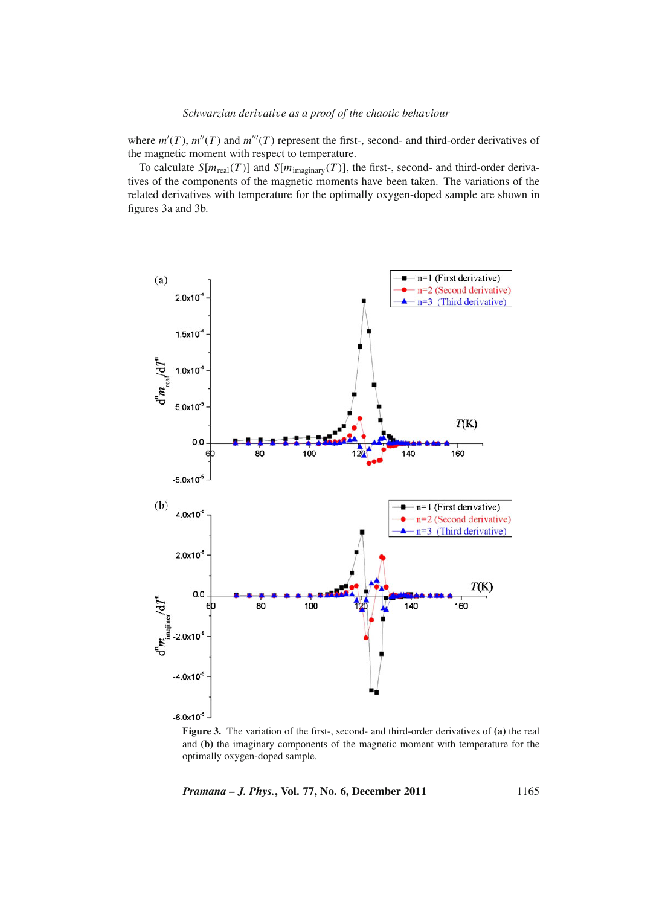where $m'(T)$, $m''(T)$ and $m'''(T)$ represent the first-, second- and third-order derivatives of the magnetic moment with respect to temperature.

To calculate $S[m_{\text{real}}(T)]$ and $S[m_{\text{imaginary}}(T)]$, the first-, second- and third-order derivatives of the components of the magnetic moments have been taken. The variations of the related derivatives with temperature for the optimally oxygen-doped sample are shown in figures 3a and 3b.

**Figure 3.** The variation of the first-, second- and third-order derivatives of **(a)** the real and **(b)** the imaginary components of the magnetic moment with temperature for the optimally oxygen-doped sample.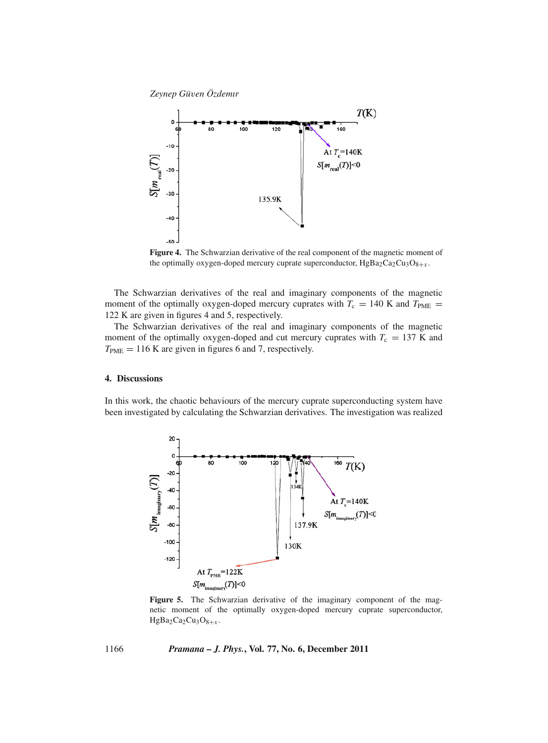**Figure 4.** The Schwarzian derivative of the real component of the magnetic moment of the optimally oxygen-doped mercury cuprate superconductor, $HgBa_2Ca_2Cu_3O_{8+x}$.

The Schwarzian derivatives of the real and imaginary components of the magnetic moment of the optimally oxygen-doped mercury cuprates with $T_c = 140$ K and $T_{PME} = 122$ K are given in figures 4 and 5, respectively.

The Schwarzian derivatives of the real and imaginary components of the magnetic moment of the optimally oxygen-doped and cut mercury cuprates with $T_c = 137$ K and $T_{PME} = 116$ K are given in figures 6 and 7, respectively.

## 4. Discussions

In this work, the chaotic behaviours of the mercury cuprate superconducting system have been investigated by calculating the Schwarzian derivatives. The investigation was realized

**Figure 5.** The Schwarzian derivative of the imaginary component of the magnetic moment of the optimally oxygen-doped mercury cuprate superconductor, $HgBa_2Ca_2Cu_3O_{8+x}$.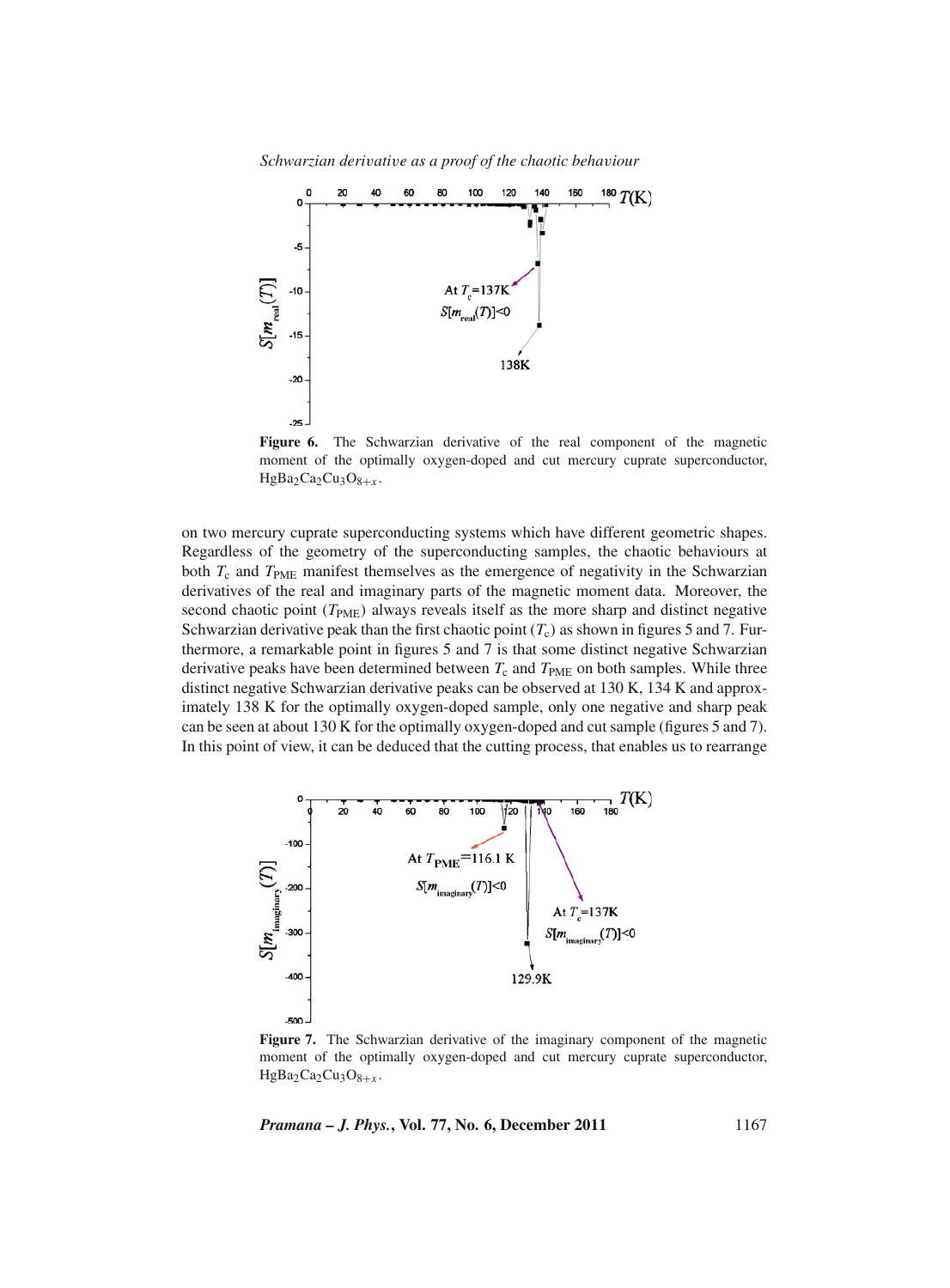Figure 6. The Schwarzian derivative of the real component of the magnetic moment of the optimally oxygen-doped and cut mercury cuprate superconductor, $HgBa_2Ca_2Cu_3O_{8+x}$.

on two mercury cuprate superconducting systems which have different geometric shapes. Regardless of the geometry of the superconducting samples, the chaotic behaviours at both $T_c$ and $T_{PME}$ manifest themselves as the emergence of negativity in the Schwarzian derivatives of the real and imaginary parts of the magnetic moment data. Moreover, the second chaotic point ($T_{PME}$) always reveals itself as the more sharp and distinct negative Schwarzian derivative peak than the first chaotic point ($T_c$) as shown in figures 5 and 7. Furthermore, a remarkable point in figures 5 and 7 is that some distinct negative Schwarzian derivative peaks have been determined between $T_c$ and $T_{PME}$ on both samples. While three distinct negative Schwarzian derivative peaks can be observed at 130 K, 134 K and approximately 138 K for the optimally oxygen-doped sample, only one negative and sharp peak can be seen at about 130 K for the optimally oxygen-doped and cut sample (figures 5 and 7). In this point of view, it can be deduced that the cutting process, that enables us to rearrange

Figure 7. The Schwarzian derivative of the imaginary component of the magnetic moment of the optimally oxygen-doped and cut mercury cuprate superconductor, $HgBa_2Ca_2Cu_3O_{8+x}$.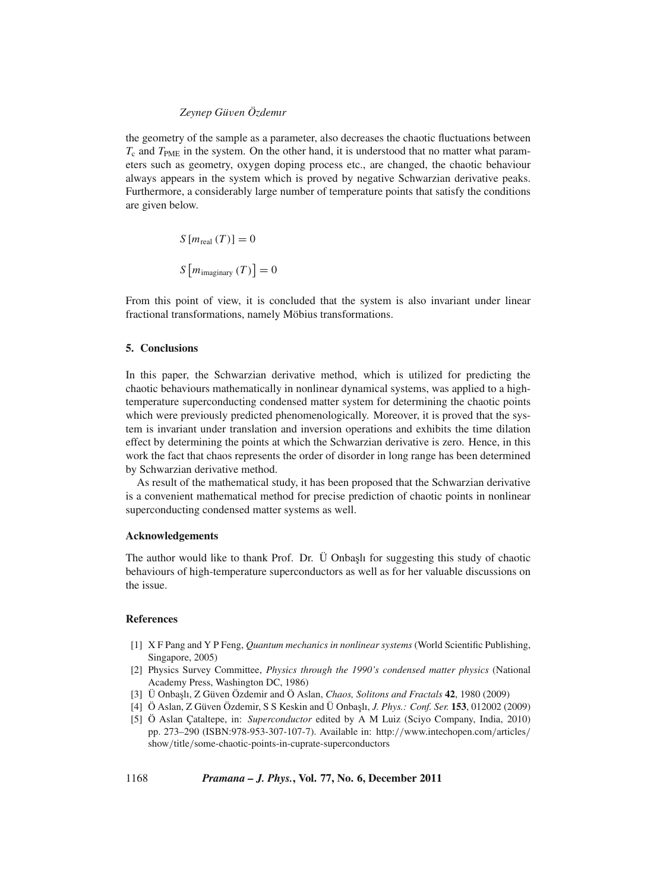the geometry of the sample as a parameter, also decreases the chaotic fluctuations between $T_c$ and $T_{PME}$ in the system. On the other hand, it is understood that no matter what parameters such as geometry, oxygen doping process etc., are changed, the chaotic behaviour always appears in the system which is proved by negative Schwarzian derivative peaks. Furthermore, a considerably large number of temperature points that satisfy the conditions are given below.

$$S\left[m_{\text{real}}\left(T\right)\right]=0$$

$$S\left[m_{\text{imaginary}}\left(T\right)\right]=0$$

From this point of view, it is concluded that the system is also invariant under linear fractional transformations, namely Möbius transformations.

## 5. Conclusions

In this paper, the Schwarzian derivative method, which is utilized for predicting the chaotic behaviours mathematically in nonlinear dynamical systems, was applied to a high-temperature superconducting condensed matter system for determining the chaotic points which were previously predicted phenomenologically. Moreover, it is proved that the system is invariant under translation and inversion operations and exhibits the time dilation effect by determining the points at which the Schwarzian derivative is zero. Hence, in this work the fact that chaos represents the order of disorder in long range has been determined by Schwarzian derivative method.

As result of the mathematical study, it has been proposed that the Schwarzian derivative is a convenient mathematical method for precise prediction of chaotic points in nonlinear superconducting condensed matter systems as well.

### Acknowledgements

The author would like to thank Prof. Dr. Ü Onbaşlı for suggesting this study of chaotic behaviours of high-temperature superconductors as well as for her valuable discussions on the issue.

### References

[1] X F Pang and Y P Feng, *Quantum mechanics in nonlinear systems* (World Scientific Publishing, Singapore, 2005)

[2] Physics Survey Committee, *Physics through the 1990's condensed matter physics* (National Academy Press, Washington DC, 1986)

[3] Ü Onbaşlı, Z Güven Özdemir and Ö Aslan, *Chaos, Solitons and Fractals* **42**, 1980 (2009)

[4] Ö Aslan, Z Güven Özdemir, S S Keskin and Ü Onbaşlı, *J. Phys.: Conf. Ser.* **153**, 012002 (2009)

[5] Ö Aslan Çataltepe, in: *Superconductor* edited by A M Luiz (Sciyo Company, India, 2010) pp. 273–290 (ISBN:978-953-307-107-7). Available in: http://www.intechopen.com/articles/show/title/some-chaotic-points-in-cuprate-superconductors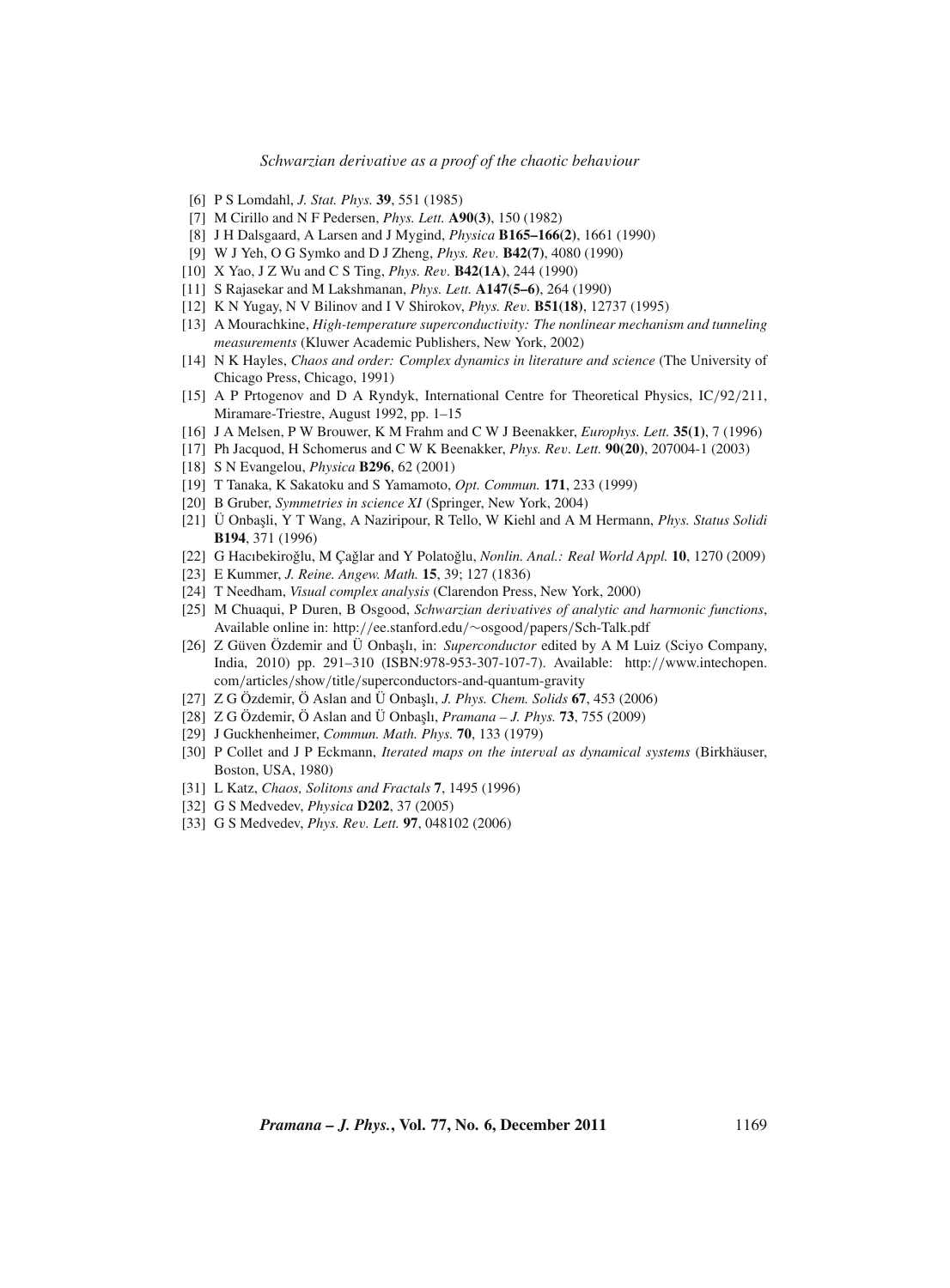[6] P S Lomdahl, *J. Stat. Phys.* **39**, 551 (1985)
[7] M Cirillo and N F Pedersen, *Phys. Lett.* **A90(3)**, 150 (1982)
[8] J H Dalsgaard, A Larsen and J Mygind, *Physica* **B165–166(2)**, 1661 (1990)
[9] W J Yeh, O G Symko and D J Zheng, *Phys. Rev.* **B42(7)**, 4080 (1990)
[10] X Yao, J Z Wu and C S Ting, *Phys. Rev.* **B42(1A)**, 244 (1990)
[11] S Rajasekar and M Lakshmanan, *Phys. Lett.* **A147(5–6)**, 264 (1990)
[12] K N Yugay, N V Bilinov and I V Shirokov, *Phys. Rev.* **B51(18)**, 12737 (1995)
[13] A Mourachkine, *High-temperature superconductivity: The nonlinear mechanism and tunneling measurements* (Kluwer Academic Publishers, New York, 2002)
[14] N K Hayles, *Chaos and order: Complex dynamics in literature and science* (The University of Chicago Press, Chicago, 1991)
[15] A P Prtogenov and D A Ryndyk, International Centre for Theoretical Physics, IC/92/211, Miramare-Triestre, August 1992, pp. 1–15
[16] J A Melsen, P W Brouwer, K M Frahm and C W J Beenakker, *Europhys. Lett.* **35(1)**, 7 (1996)
[17] Ph Jacquod, H Schomerus and C W K Beenakker, *Phys. Rev. Lett.* **90(20)**, 207004-1 (2003)
[18] S N Evangelou, *Physica* **B296**, 62 (2001)
[19] T Tanaka, K Sakatoku and S Yamamoto, *Opt. Commun.* **171**, 233 (1999)
[20] B Gruber, *Symmetries in science XI* (Springer, New York, 2004)
[21] Ü Onbaşli, Y T Wang, A Naziripour, R Tello, W Kiehl and A M Hermann, *Phys. Status Solidi* **B194**, 371 (1996)
[22] G Hacıbekiroğlu, M Çağlar and Y Polatoğlu, *Nonlin. Anal.: Real World Appl.* **10**, 1270 (2009)
[23] E Kummer, *J. Reine. Angew. Math.* **15**, 39; 127 (1836)
[24] T Needham, *Visual complex analysis* (Clarendon Press, New York, 2000)
[25] M Chuaqui, P Duren, B Osgood, *Schwarzian derivatives of analytic and harmonic functions*, Available online in: http://ee.stanford.edu/~osgood/papers/Sch-Talk.pdf
[26] Z Güven Özdemir and Ü Onbaşlı, in: *Superconductor* edited by A M Luiz (Sciyo Company, India, 2010) pp. 291–310 (ISBN:978-953-307-107-7). Available: http://www.intechopen.com/articles/show/title/superconductors-and-quantum-gravity
[27] Z G Özdemir, Ö Aslan and Ü Onbaşlı, *J. Phys. Chem. Solids* **67**, 453 (2006)
[28] Z G Özdemir, Ö Aslan and Ü Onbaşlı, *Pramana – J. Phys.* **73**, 755 (2009)
[29] J Guckhenheimer, *Commun. Math. Phys.* **70**, 133 (1979)
[30] P Collet and J P Eckmann, *Iterated maps on the interval as dynamical systems* (Birkhäuser, Boston, USA, 1980)
[31] L Katz, *Chaos, Solitons and Fractals* **7**, 1495 (1996)
[32] G S Medvedev, *Physica* **D202**, 37 (2005)
[33] G S Medvedev, *Phys. Rev. Lett.* **97**, 048102 (2006)